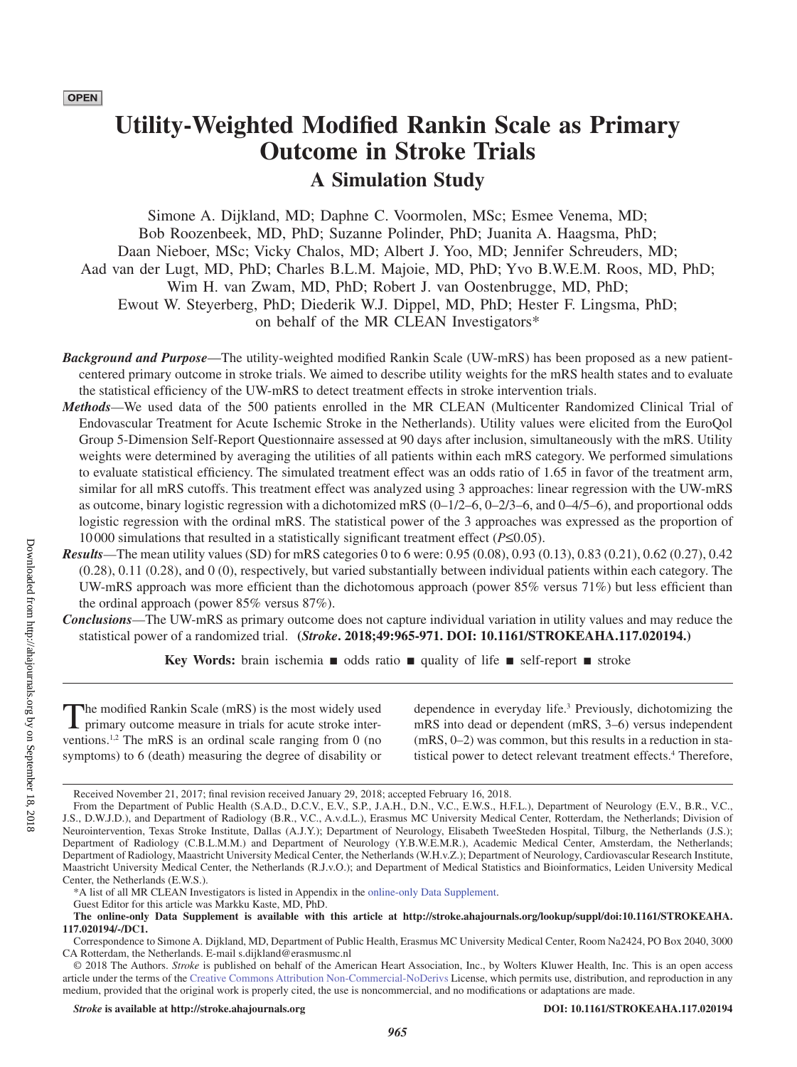OPEN

# Utility-Weighted Modified Rankin Scale as Primary Outcome in Stroke Trials

## A Simulation Study

Simone A. Dijkland, MD; Daphne C. Voormolen, MSc; Esmee Venema, MD; Bob Roozenbeek, MD, PhD; Suzanne Polinder, PhD; Juanita A. Haagsma, PhD; Daan Nieboer, MSc; Vicky Chalos, MD; Albert J. Yoo, MD; Jennifer Schreuders, MD; Aad van der Lugt, MD, PhD; Charles B.L.M. Majoie, MD, PhD; Yvo B.W.E.M. Roos, MD, PhD; Wim H. van Zwam, MD, PhD; Robert J. van Oostenbrugge, MD, PhD; Ewout W. Steyerberg, PhD; Diederik W.J. Dippel, MD, PhD; Hester F. Lingsma, PhD; on behalf of the MR CLEAN Investigators*

***Background and Purpose***—The utility-weighted modified Rankin Scale (UW-mRS) has been proposed as a new patient-centered primary outcome in stroke trials. We aimed to describe utility weights for the mRS health states and to evaluate the statistical efficiency of the UW-mRS to detect treatment effects in stroke intervention trials.

***Methods***—We used data of the 500 patients enrolled in the MR CLEAN (Multicenter Randomized Clinical Trial of Endovascular Treatment for Acute Ischemic Stroke in the Netherlands). Utility values were elicited from the EuroQol Group 5-Dimension Self-Report Questionnaire assessed at 90 days after inclusion, simultaneously with the mRS. Utility weights were determined by averaging the utilities of all patients within each mRS category. We performed simulations to evaluate statistical efficiency. The simulated treatment effect was an odds ratio of 1.65 in favor of the treatment arm, similar for all mRS cutoffs. This treatment effect was analyzed using 3 approaches: linear regression with the UW-mRS as outcome, binary logistic regression with a dichotomized mRS (0–1/2–6, 0–2/3–6, and 0–4/5–6), and proportional odds logistic regression with the ordinal mRS. The statistical power of the 3 approaches was expressed as the proportion of 10 000 simulations that resulted in a statistically significant treatment effect ($P \leq 0.05$).

***Results***—The mean utility values (SD) for mRS categories 0 to 6 were: 0.95 (0.08), 0.93 (0.13), 0.83 (0.21), 0.62 (0.27), 0.42 (0.28), 0.11 (0.28), and 0 (0), respectively, but varied substantially between individual patients within each category. The UW-mRS approach was more efficient than the dichotomous approach (power 85% versus 71%) but less efficient than the ordinal approach (power 85% versus 87%).

***Conclusions***—The UW-mRS as primary outcome does not capture individual variation in utility values and may reduce the statistical power of a randomized trial. **(*Stroke*. 2018;49:965-971. DOI: 10.1161/STROKEAHA.117.020194.)**

**Key Words:** brain ischemia ■ odds ratio ■ quality of life ■ self-report ■ stroke

The modified Rankin Scale (mRS) is the most widely used primary outcome measure in trials for acute stroke interventions.[1,2] The mRS is an ordinal scale ranging from 0 (no symptoms) to 6 (death) measuring the degree of disability or dependence in everyday life.[3] Previously, dichotomizing the mRS into dead or dependent (mRS, 3–6) versus independent (mRS, 0–2) was common, but this results in a reduction in statistical power to detect relevant treatment effects.[4] Therefore,

Received November 21, 2017; final revision received January 29, 2018; accepted February 16, 2018.

From the Department of Public Health (S.A.D., D.C.V., E.V., S.P., J.A.H., D.N., V.C., E.W.S., H.F.L.), Department of Neurology (E.V., B.R., V.C., J.S., D.W.J.D.), and Department of Radiology (B.R., V.C., A.v.d.L.), Erasmus MC University Medical Center, Rotterdam, the Netherlands; Division of Neurointervention, Texas Stroke Institute, Dallas (A.J.Y.); Department of Neurology, Elisabeth TweeSteden Hospital, Tilburg, the Netherlands (J.S.); Department of Radiology (C.B.L.M.M.) and Department of Neurology (Y.B.W.E.M.R.), Academic Medical Center, Amsterdam, the Netherlands; Department of Radiology, Maastricht University Medical Center, the Netherlands (W.H.v.Z.); Department of Neurology, Cardiovascular Research Institute, Maastricht University Medical Center, the Netherlands (R.J.v.O.); and Department of Medical Statistics and Bioinformatics, Leiden University Medical Center, the Netherlands (E.W.S.).

*A list of all MR CLEAN Investigators is listed in Appendix in the online-only Data Supplement.

Guest Editor for this article was Markku Kaste, MD, PhD.

**The online-only Data Supplement is available with this article at http://stroke.ahajournals.org/lookup/suppl/doi:10.1161/STROKEAHA.117.020194/-/DC1.**

Correspondence to Simone A. Dijkland, MD, Department of Public Health, Erasmus MC University Medical Center, Room Na2424, PO Box 2040, 3000 CA Rotterdam, the Netherlands. E-mail s.dijkland@erasmusmc.nl

© 2018 The Authors. *Stroke* is published on behalf of the American Heart Association, Inc., by Wolters Kluwer Health, Inc. This is an open access article under the terms of the Creative Commons Attribution Non-Commercial-NoDerivs License, which permits use, distribution, and reproduction in any medium, provided that the original work is properly cited, the use is noncommercial, and no modifications or adaptations are made.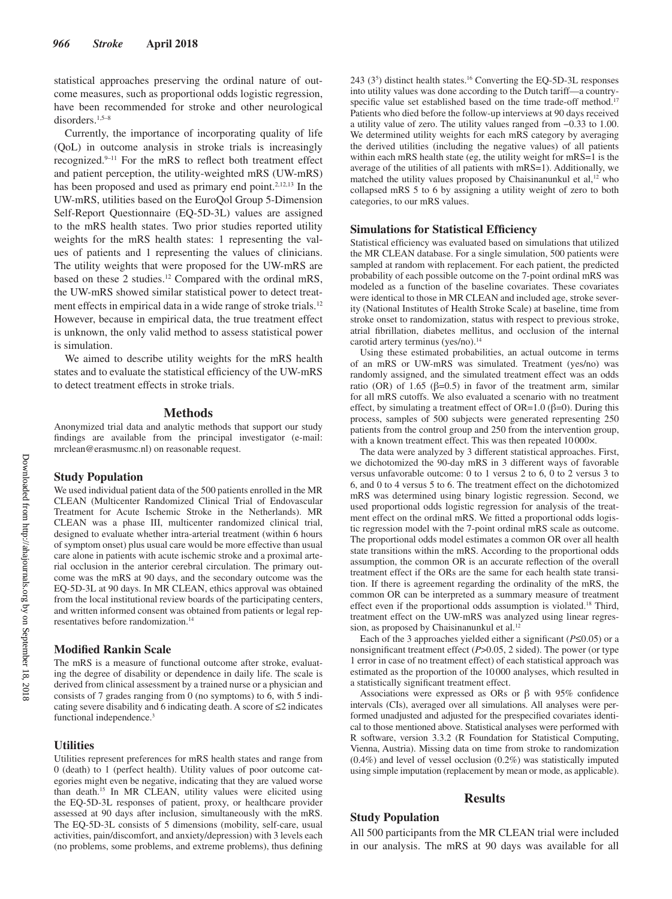statistical approaches preserving the ordinal nature of outcome measures, such as proportional odds logistic regression, have been recommended for stroke and other neurological disorders.[1,5–8]

Currently, the importance of incorporating quality of life (QoL) in outcome analysis in stroke trials is increasingly recognized.[9–11] For the mRS to reflect both treatment effect and patient perception, the utility-weighted mRS (UW-mRS) has been proposed and used as primary end point.[2,12,13] In the UW-mRS, utilities based on the EuroQol Group 5-Dimension Self-Report Questionnaire (EQ-5D-3L) values are assigned to the mRS health states. Two prior studies reported utility weights for the mRS health states: 1 representing the values of patients and 1 representing the values of clinicians. The utility weights that were proposed for the UW-mRS are based on these 2 studies.[12] Compared with the ordinal mRS, the UW-mRS showed similar statistical power to detect treatment effects in empirical data in a wide range of stroke trials.[12] However, because in empirical data, the true treatment effect is unknown, the only valid method to assess statistical power is simulation.

We aimed to describe utility weights for the mRS health states and to evaluate the statistical efficiency of the UW-mRS to detect treatment effects in stroke trials.

## Methods

Anonymized trial data and analytic methods that support our study findings are available from the principal investigator (e-mail: mrclean@erasmusmc.nl) on reasonable request.

### Study Population

We used individual patient data of the 500 patients enrolled in the MR CLEAN (Multicenter Randomized Clinical Trial of Endovascular Treatment for Acute Ischemic Stroke in the Netherlands). MR CLEAN was a phase III, multicenter randomized clinical trial, designed to evaluate whether intra-arterial treatment (within 6 hours of symptom onset) plus usual care would be more effective than usual care alone in patients with acute ischemic stroke and a proximal arterial occlusion in the anterior cerebral circulation. The primary outcome was the mRS at 90 days, and the secondary outcome was the EQ-5D-3L at 90 days. In MR CLEAN, ethics approval was obtained from the local institutional review boards of the participating centers, and written informed consent was obtained from patients or legal representatives before randomization.[14]

### Modified Rankin Scale

The mRS is a measure of functional outcome after stroke, evaluating the degree of disability or dependence in daily life. The scale is derived from clinical assessment by a trained nurse or a physician and consists of 7 grades ranging from 0 (no symptoms) to 6, with 5 indicating severe disability and 6 indicating death. A score of ≤2 indicates functional independence.[3]

### Utilities

Utilities represent preferences for mRS health states and range from 0 (death) to 1 (perfect health). Utility values of poor outcome categories might even be negative, indicating that they are valued worse than death.[15] In MR CLEAN, utility values were elicited using the EQ-5D-3L responses of patient, proxy, or healthcare provider assessed at 90 days after inclusion, simultaneously with the mRS. The EQ-5D-3L consists of 5 dimensions (mobility, self-care, usual activities, pain/discomfort, and anxiety/depression) with 3 levels each (no problems, some problems, and extreme problems), thus defining 243 ($3^5$) distinct health states.[16] Converting the EQ-5D-3L responses into utility values was done according to the Dutch tariff—a country-specific value set established based on the time trade-off method.[17] Patients who died before the follow-up interviews at 90 days received a utility value of zero. The utility values ranged from −0.33 to 1.00. We determined utility weights for each mRS category by averaging the derived utilities (including the negative values) of all patients within each mRS health state (eg, the utility weight for mRS=1 is the average of the utilities of all patients with mRS=1). Additionally, we matched the utility values proposed by Chaisinanunkul et al,[12] who collapsed mRS 5 to 6 by assigning a utility weight of zero to both categories, to our mRS values.

### Simulations for Statistical Efficiency

Statistical efficiency was evaluated based on simulations that utilized the MR CLEAN database. For a single simulation, 500 patients were sampled at random with replacement. For each patient, the predicted probability of each possible outcome on the 7-point ordinal mRS was modeled as a function of the baseline covariates. These covariates were identical to those in MR CLEAN and included age, stroke severity (National Institutes of Health Stroke Scale) at baseline, time from stroke onset to randomization, status with respect to previous stroke, atrial fibrillation, diabetes mellitus, and occlusion of the internal carotid artery terminus (yes/no).[14]

Using these estimated probabilities, an actual outcome in terms of an mRS or UW-mRS was simulated. Treatment (yes/no) was randomly assigned, and the simulated treatment effect was an odds ratio (OR) of 1.65 (β=0.5) in favor of the treatment arm, similar for all mRS cutoffs. We also evaluated a scenario with no treatment effect, by simulating a treatment effect of OR=1.0 (β=0). During this process, samples of 500 subjects were generated representing 250 patients from the control group and 250 from the intervention group, with a known treatment effect. This was then repeated 10000×.

The data were analyzed by 3 different statistical approaches. First, we dichotomized the 90-day mRS in 3 different ways of favorable versus unfavorable outcome: 0 to 1 versus 2 to 6, 0 to 2 versus 3 to 6, and 0 to 4 versus 5 to 6. The treatment effect on the dichotomized mRS was determined using binary logistic regression. Second, we used proportional odds logistic regression for analysis of the treatment effect on the ordinal mRS. We fitted a proportional odds logistic regression model with the 7-point ordinal mRS scale as outcome. The proportional odds model estimates a common OR over all health state transitions within the mRS. According to the proportional odds assumption, the common OR is an accurate reflection of the overall treatment effect if the ORs are the same for each health state transition. If there is agreement regarding the ordinality of the mRS, the common OR can be interpreted as a summary measure of treatment effect even if the proportional odds assumption is violated.[18] Third, treatment effect on the UW-mRS was analyzed using linear regression, as proposed by Chaisinanunkul et al.[12]

Each of the 3 approaches yielded either a significant ($P \leq 0.05$) or a nonsignificant treatment effect ($P > 0.05$, 2 sided). The power (or type 1 error in case of no treatment effect) of each statistical approach was estimated as the proportion of the 10000 analyses, which resulted in a statistically significant treatment effect.

Associations were expressed as ORs or β with 95% confidence intervals (CIs), averaged over all simulations. All analyses were performed unadjusted and adjusted for the prespecified covariates identical to those mentioned above. Statistical analyses were performed with R software, version 3.3.2 (R Foundation for Statistical Computing, Vienna, Austria). Missing data on time from stroke to randomization (0.4%) and level of vessel occlusion (0.2%) was statistically imputed using simple imputation (replacement by mean or mode, as applicable).

## Results

### Study Population

All 500 participants from the MR CLEAN trial were included in our analysis. The mRS at 90 days was available for all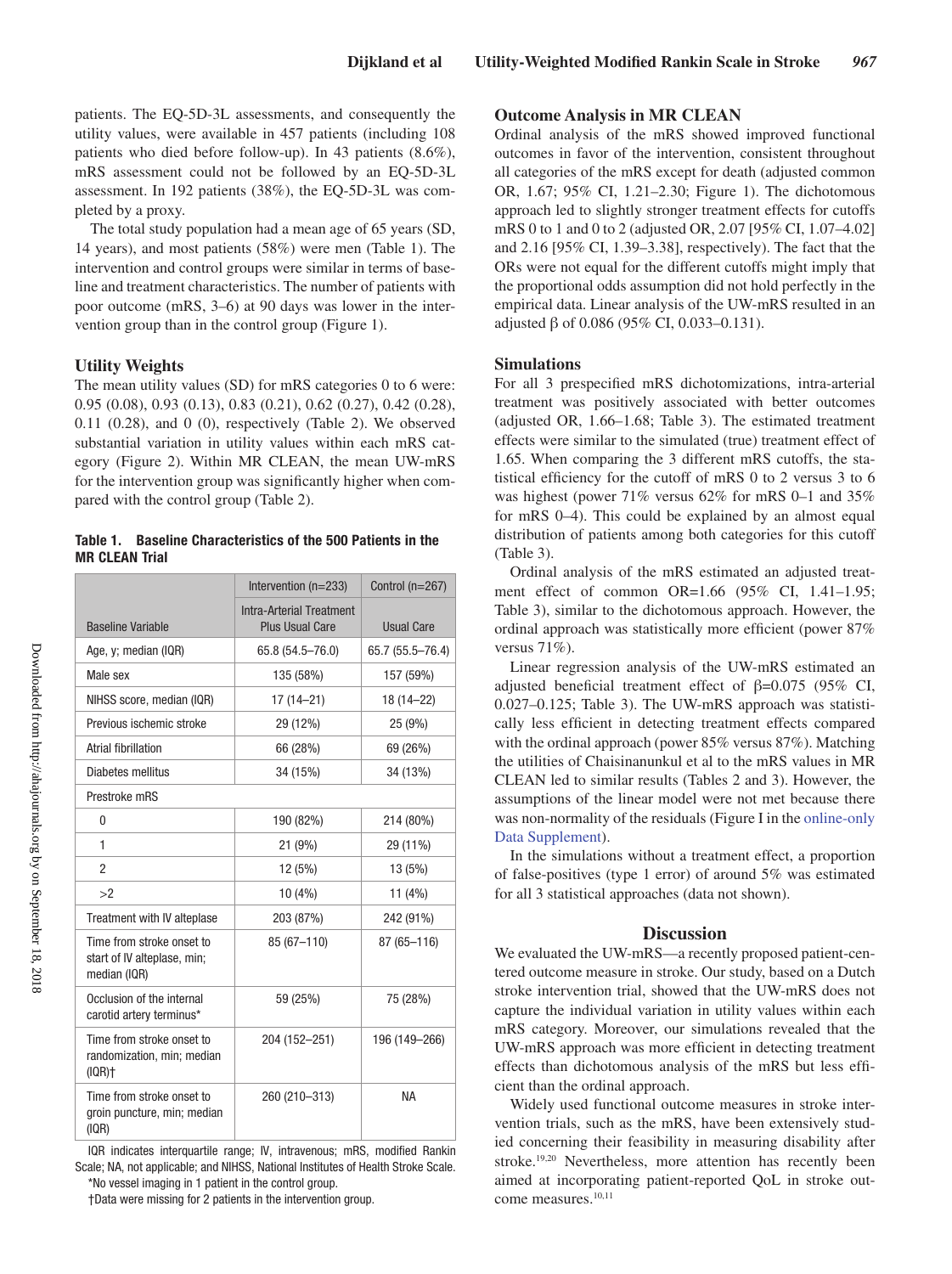patients. The EQ-5D-3L assessments, and consequently the utility values, were available in 457 patients (including 108 patients who died before follow-up). In 43 patients (8.6%), mRS assessment could not be followed by an EQ-5D-3L assessment. In 192 patients (38%), the EQ-5D-3L was completed by a proxy.

The total study population had a mean age of 65 years (SD, 14 years), and most patients (58%) were men (Table 1). The intervention and control groups were similar in terms of baseline and treatment characteristics. The number of patients with poor outcome (mRS, 3–6) at 90 days was lower in the intervention group than in the control group (Figure 1).

### Utility Weights

The mean utility values (SD) for mRS categories 0 to 6 were: 0.95 (0.08), 0.93 (0.13), 0.83 (0.21), 0.62 (0.27), 0.42 (0.28), 0.11 (0.28), and 0 (0), respectively (Table 2). We observed substantial variation in utility values within each mRS category (Figure 2). Within MR CLEAN, the mean UW-mRS for the intervention group was significantly higher when compared with the control group (Table 2).

**Table 1. Baseline Characteristics of the 500 Patients in the MR CLEAN Trial**

| | Intervention (n=233) | Control (n=267) |
|---|---|---|
| Baseline Variable | Intra-Arterial Treatment Plus Usual Care | Usual Care |
| Age, y; median (IQR) | 65.8 (54.5–76.0) | 65.7 (55.5–76.4) |
| Male sex | 135 (58%) | 157 (59%) |
| NIHSS score, median (IQR) | 17 (14–21) | 18 (14–22) |
| Previous ischemic stroke | 29 (12%) | 25 (9%) |
| Atrial fibrillation | 66 (28%) | 69 (26%) |
| Diabetes mellitus | 34 (15%) | 34 (13%) |
| Prestroke mRS | | |
| 0 | 190 (82%) | 214 (80%) |
| 1 | 21 (9%) | 29 (11%) |
| 2 | 12 (5%) | 13 (5%) |
| >2 | 10 (4%) | 11 (4%) |
| Treatment with IV alteplase | 203 (87%) | 242 (91%) |
| Time from stroke onset to start of IV alteplase, min; median (IQR) | 85 (67–110) | 87 (65–116) |
| Occlusion of the internal carotid artery terminus* | 59 (25%) | 75 (28%) |
| Time from stroke onset to randomization, min; median (IQR)† | 204 (152–251) | 196 (149–266) |
| Time from stroke onset to groin puncture, min; median (IQR) | 260 (210–313) | NA |

IQR indicates interquartile range; IV, intravenous; mRS, modified Rankin Scale; NA, not applicable; and NIHSS, National Institutes of Health Stroke Scale.
*No vessel imaging in 1 patient in the control group.
†Data were missing for 2 patients in the intervention group.

### Outcome Analysis in MR CLEAN

Ordinal analysis of the mRS showed improved functional outcomes in favor of the intervention, consistent throughout all categories of the mRS except for death (adjusted common OR, 1.67; 95% CI, 1.21–2.30; Figure 1). The dichotomous approach led to slightly stronger treatment effects for cutoffs mRS 0 to 1 and 0 to 2 (adjusted OR, 2.07 [95% CI, 1.07–4.02] and 2.16 [95% CI, 1.39–3.38], respectively). The fact that the ORs were not equal for the different cutoffs might imply that the proportional odds assumption did not hold perfectly in the empirical data. Linear analysis of the UW-mRS resulted in an adjusted $\beta$ of 0.086 (95% CI, 0.033–0.131).

### Simulations

For all 3 prespecified mRS dichotomizations, intra-arterial treatment was positively associated with better outcomes (adjusted OR, 1.66–1.68; Table 3). The estimated treatment effects were similar to the simulated (true) treatment effect of 1.65. When comparing the 3 different mRS cutoffs, the statistical efficiency for the cutoff of mRS 0 to 2 versus 3 to 6 was highest (power 71% versus 62% for mRS 0–1 and 35% for mRS 0–4). This could be explained by an almost equal distribution of patients among both categories for this cutoff (Table 3).

Ordinal analysis of the mRS estimated an adjusted treatment effect of common OR=1.66 (95% CI, 1.41–1.95; Table 3), similar to the dichotomous approach. However, the ordinal approach was statistically more efficient (power 87% versus 71%).

Linear regression analysis of the UW-mRS estimated an adjusted beneficial treatment effect of $\beta$=0.075 (95% CI, 0.027–0.125; Table 3). The UW-mRS approach was statistically less efficient in detecting treatment effects compared with the ordinal approach (power 85% versus 87%). Matching the utilities of Chaisinanunkul et al to the mRS values in MR CLEAN led to similar results (Tables 2 and 3). However, the assumptions of the linear model were not met because there was non-normality of the residuals (Figure I in the online-only Data Supplement).

In the simulations without a treatment effect, a proportion of false-positives (type 1 error) of around 5% was estimated for all 3 statistical approaches (data not shown).

## Discussion

We evaluated the UW-mRS—a recently proposed patient-centered outcome measure in stroke. Our study, based on a Dutch stroke intervention trial, showed that the UW-mRS does not capture the individual variation in utility values within each mRS category. Moreover, our simulations revealed that the UW-mRS approach was more efficient in detecting treatment effects than dichotomous analysis of the mRS but less efficient than the ordinal approach.

Widely used functional outcome measures in stroke intervention trials, such as the mRS, have been extensively studied concerning their feasibility in measuring disability after stroke.[19,20] Nevertheless, more attention has recently been aimed at incorporating patient-reported QoL in stroke outcome measures.[10,11]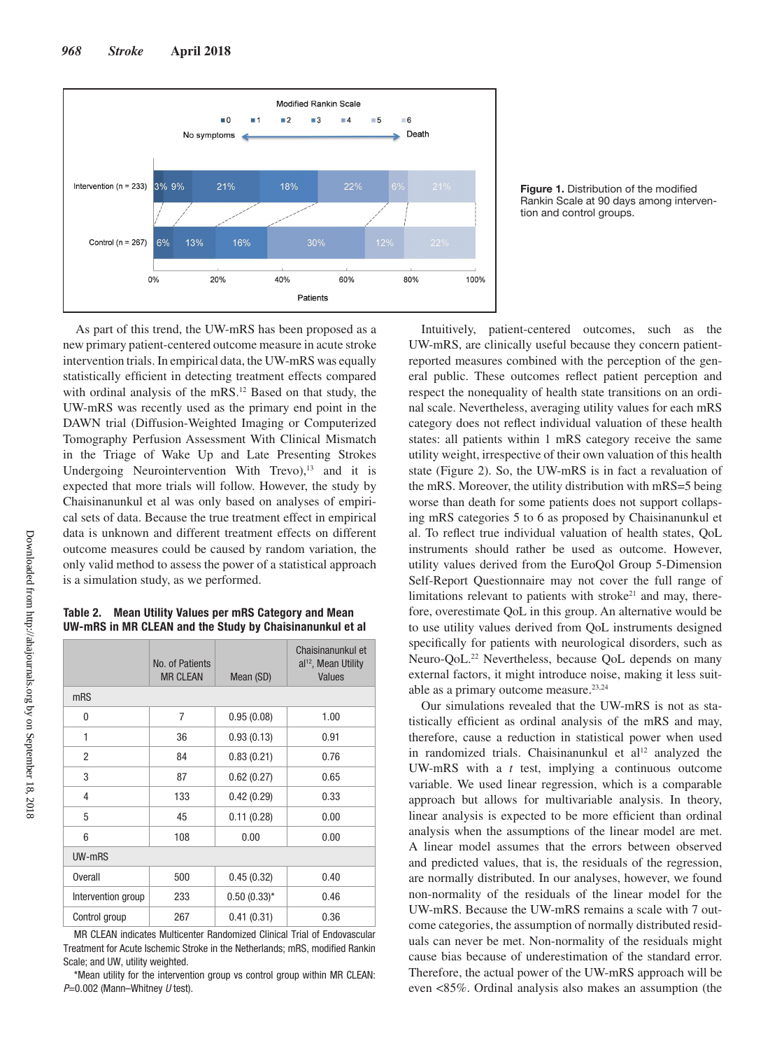Modified Rankin Scale

■0 ■1 ■2 ■3 ■4 ■5 ■6

No symptoms ← → Death

Intervention (n = 233) 3% 9% 21% 18% 22% 6% 21%

Control (n = 267) 6% 13% 16% 30% 12% 22%

0% 20% 40% 60% 80% 100%

Patients

**Figure 1.** Distribution of the modified Rankin Scale at 90 days among intervention and control groups.

As part of this trend, the UW-mRS has been proposed as a new primary patient-centered outcome measure in acute stroke intervention trials. In empirical data, the UW-mRS was equally statistically efficient in detecting treatment effects compared with ordinal analysis of the mRS.[12] Based on that study, the UW-mRS was recently used as the primary end point in the DAWN trial (Diffusion-Weighted Imaging or Computerized Tomography Perfusion Assessment With Clinical Mismatch in the Triage of Wake Up and Late Presenting Strokes Undergoing Neurointervention With Trevo),[13] and it is expected that more trials will follow. However, the study by Chaisinanunkul et al was only based on analyses of empirical sets of data. Because the true treatment effect in empirical data is unknown and different treatment effects on different outcome measures could be caused by random variation, the only valid method to assess the power of a statistical approach is a simulation study, as we performed.

**Table 2. Mean Utility Values per mRS Category and Mean UW-mRS in MR CLEAN and the Study by Chaisinanunkul et al**

| | No. of Patients MR CLEAN | Mean (SD) | Chaisinanunkul et al[12], Mean Utility Values |
|---|---|---|---|
| mRS | | | |
| 0 | 7 | 0.95 (0.08) | 1.00 |
| 1 | 36 | 0.93 (0.13) | 0.91 |
| 2 | 84 | 0.83 (0.21) | 0.76 |
| 3 | 87 | 0.62 (0.27) | 0.65 |
| 4 | 133 | 0.42 (0.29) | 0.33 |
| 5 | 45 | 0.11 (0.28) | 0.00 |
| 6 | 108 | 0.00 | 0.00 |
| UW-mRS | | | |
| Overall | 500 | 0.45 (0.32) | 0.40 |
| Intervention group | 233 | 0.50 (0.33)* | 0.46 |
| Control group | 267 | 0.41 (0.31) | 0.36 |

MR CLEAN indicates Multicenter Randomized Clinical Trial of Endovascular Treatment for Acute Ischemic Stroke in the Netherlands; mRS, modified Rankin Scale; and UW, utility weighted.

*Mean utility for the intervention group vs control group within MR CLEAN: $P$=0.002 (Mann–Whitney $U$ test).

Intuitively, patient-centered outcomes, such as the UW-mRS, are clinically useful because they concern patient-reported measures combined with the perception of the general public. These outcomes reflect patient perception and respect the nonequality of health state transitions on an ordinal scale. Nevertheless, averaging utility values for each mRS category does not reflect individual valuation of these health states: all patients within 1 mRS category receive the same utility weight, irrespective of their own valuation of this health state (Figure 2). So, the UW-mRS is in fact a revaluation of the mRS. Moreover, the utility distribution with mRS=5 being worse than death for some patients does not support collapsing mRS categories 5 to 6 as proposed by Chaisinanunkul et al. To reflect true individual valuation of health states, QoL instruments should rather be used as outcome. However, utility values derived from the EuroQol Group 5-Dimension Self-Report Questionnaire may not cover the full range of limitations relevant to patients with stroke[21] and may, therefore, overestimate QoL in this group. An alternative would be to use utility values derived from QoL instruments designed specifically for patients with neurological disorders, such as Neuro-QoL.[22] Nevertheless, because QoL depends on many external factors, it might introduce noise, making it less suitable as a primary outcome measure.[23,24]

Our simulations revealed that the UW-mRS is not as statistically efficient as ordinal analysis of the mRS and may, therefore, cause a reduction in statistical power when used in randomized trials. Chaisinanunkul et al[12] analyzed the UW-mRS with a $t$ test, implying a continuous outcome variable. We used linear regression, which is a comparable approach but allows for multivariable analysis. In theory, linear analysis is expected to be more efficient than ordinal analysis when the assumptions of the linear model are met. A linear model assumes that the errors between observed and predicted values, that is, the residuals of the regression, are normally distributed. In our analyses, however, we found non-normality of the residuals of the linear model for the UW-mRS. Because the UW-mRS remains a scale with 7 outcome categories, the assumption of normally distributed residuals can never be met. Non-normality of the residuals might cause bias because of underestimation of the standard error. Therefore, the actual power of the UW-mRS approach will be even <85%. Ordinal analysis also makes an assumption (the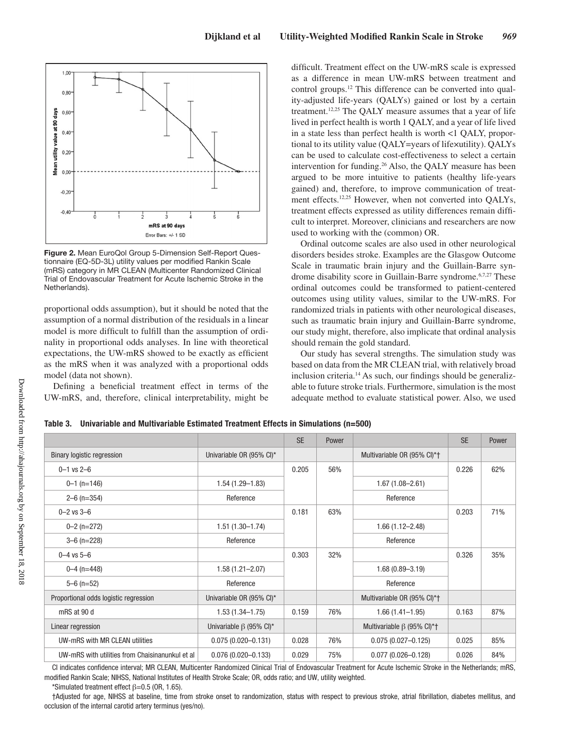1,00
0,80
0,60
0,40
0,20
0,00
-0,20
-0,40
Mean utility value at 90 days
0 1 2 3 4 5 6
mRS at 90 days
Error Bars: +/- 1 SD

**Figure 2.** Mean EuroQol Group 5-Dimension Self-Report Questionnaire (EQ-5D-3L) utility values per modified Rankin Scale (mRS) category in MR CLEAN (Multicenter Randomized Clinical Trial of Endovascular Treatment for Acute Ischemic Stroke in the Netherlands).

proportional odds assumption), but it should be noted that the assumption of a normal distribution of the residuals in a linear model is more difficult to fulfill than the assumption of ordinality in proportional odds analyses. In line with theoretical expectations, the UW-mRS showed to be exactly as efficient as the mRS when it was analyzed with a proportional odds model (data not shown).

Defining a beneficial treatment effect in terms of the UW-mRS, and, therefore, clinical interpretability, might be difficult. Treatment effect on the UW-mRS scale is expressed as a difference in mean UW-mRS between treatment and control groups.[12] This difference can be converted into quality-adjusted life-years (QALYs) gained or lost by a certain treatment.[12,25] The QALY measure assumes that a year of life lived in perfect health is worth 1 QALY, and a year of life lived in a state less than perfect health is worth <1 QALY, proportional to its utility value (QALY=years of life×utility). QALYs can be used to calculate cost-effectiveness to select a certain intervention for funding.[26] Also, the QALY measure has been argued to be more intuitive to patients (healthy life-years gained) and, therefore, to improve communication of treatment effects.[12,25] However, when not converted into QALYs, treatment effects expressed as utility differences remain difficult to interpret. Moreover, clinicians and researchers are now used to working with the (common) OR.

Ordinal outcome scales are also used in other neurological disorders besides stroke. Examples are the Glasgow Outcome Scale in traumatic brain injury and the Guillain-Barre syndrome disability score in Guillain-Barre syndrome.[6,7,27] These ordinal outcomes could be transformed to patient-centered outcomes using utility values, similar to the UW-mRS. For randomized trials in patients with other neurological diseases, such as traumatic brain injury and Guillain-Barre syndrome, our study might, therefore, also implicate that ordinal analysis should remain the gold standard.

Our study has several strengths. The simulation study was based on data from the MR CLEAN trial, with relatively broad inclusion criteria.[14] As such, our findings should be generalizable to future stroke trials. Furthermore, simulation is the most adequate method to evaluate statistical power. Also, we used

**Table 3. Univariable and Multivariable Estimated Treatment Effects in Simulations (n=500)**

| | | SE | Power | | SE | Power |
|---|---|---|---|---|---|---|
| Binary logistic regression | Univariable OR (95% CI)* | | | Multivariable OR (95% CI)*† | | |
| 0–1 vs 2–6 | | 0.205 | 56% | | 0.226 | 62% |
| 0–1 (n=146) | 1.54 (1.29–1.83) | | | 1.67 (1.08–2.61) | | |
| 2–6 (n=354) | Reference | | | Reference | | |
| 0–2 vs 3–6 | | 0.181 | 63% | | 0.203 | 71% |
| 0–2 (n=272) | 1.51 (1.30–1.74) | | | 1.66 (1.12–2.48) | | |
| 3–6 (n=228) | Reference | | | Reference | | |
| 0–4 vs 5–6 | | 0.303 | 32% | | 0.326 | 35% |
| 0–4 (n=448) | 1.58 (1.21–2.07) | | | 1.68 (0.89–3.19) | | |
| 5–6 (n=52) | Reference | | | Reference | | |
| Proportional odds logistic regression | Univariable OR (95% CI)* | | | Multivariable OR (95% CI)*† | | |
| mRS at 90 d | 1.53 (1.34–1.75) | 0.159 | 76% | 1.66 (1.41–1.95) | 0.163 | 87% |
| Linear regression | Univariable β (95% CI)* | | | Multivariable β (95% CI)*† | | |
| UW-mRS with MR CLEAN utilities | 0.075 (0.020–0.131) | 0.028 | 76% | 0.075 (0.027–0.125) | 0.025 | 85% |
| UW-mRS with utilities from Chaisinanunkul et al | 0.076 (0.020–0.133) | 0.029 | 75% | 0.077 (0.026–0.128) | 0.026 | 84% |

CI indicates confidence interval; MR CLEAN, Multicenter Randomized Clinical Trial of Endovascular Treatment for Acute Ischemic Stroke in the Netherlands; mRS, modified Rankin Scale; NIHSS, National Institutes of Health Stroke Scale; OR, odds ratio; and UW, utility weighted.

*Simulated treatment effect β=0.5 (OR, 1.65).

†Adjusted for age, NIHSS at baseline, time from stroke onset to randomization, status with respect to previous stroke, atrial fibrillation, diabetes mellitus, and occlusion of the internal carotid artery terminus (yes/no).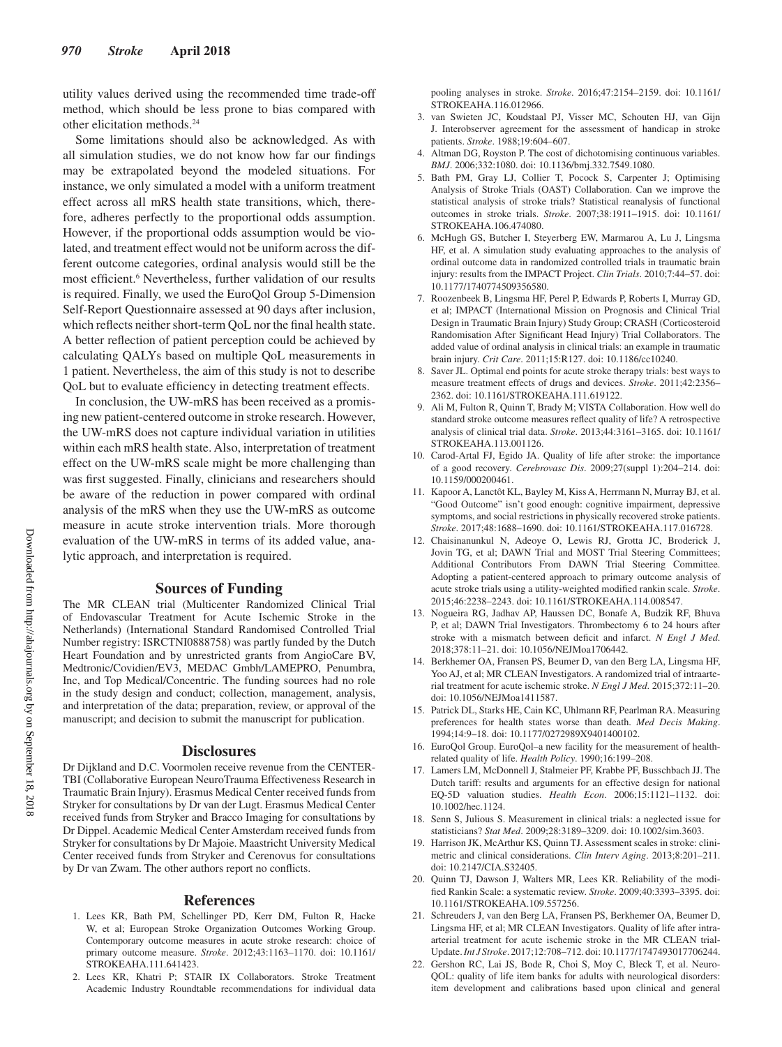utility values derived using the recommended time trade-off method, which should be less prone to bias compared with other elicitation methods.[24]

Some limitations should also be acknowledged. As with all simulation studies, we do not know how far our findings may be extrapolated beyond the modeled situations. For instance, we only simulated a model with a uniform treatment effect across all mRS health state transitions, which, therefore, adheres perfectly to the proportional odds assumption. However, if the proportional odds assumption would be violated, and treatment effect would not be uniform across the different outcome categories, ordinal analysis would still be the most efficient.[6] Nevertheless, further validation of our results is required. Finally, we used the EuroQol Group 5-Dimension Self-Report Questionnaire assessed at 90 days after inclusion, which reflects neither short-term QoL nor the final health state. A better reflection of patient perception could be achieved by calculating QALYs based on multiple QoL measurements in 1 patient. Nevertheless, the aim of this study is not to describe QoL but to evaluate efficiency in detecting treatment effects.

In conclusion, the UW-mRS has been received as a promising new patient-centered outcome in stroke research. However, the UW-mRS does not capture individual variation in utilities within each mRS health state. Also, interpretation of treatment effect on the UW-mRS scale might be more challenging than was first suggested. Finally, clinicians and researchers should be aware of the reduction in power compared with ordinal analysis of the mRS when they use the UW-mRS as outcome measure in acute stroke intervention trials. More thorough evaluation of the UW-mRS in terms of its added value, analytic approach, and interpretation is required.

## Sources of Funding

The MR CLEAN trial (Multicenter Randomized Clinical Trial of Endovascular Treatment for Acute Ischemic Stroke in the Netherlands) (International Standard Randomised Controlled Trial Number registry: ISRCTNI0888758) was partly funded by the Dutch Heart Foundation and by unrestricted grants from AngioCare BV, Medtronic/Covidien/EV3, MEDAC Gmbh/LAMEPRO, Penumbra, Inc, and Top Medical/Concentric. The funding sources had no role in the study design and conduct; collection, management, analysis, and interpretation of the data; preparation, review, or approval of the manuscript; and decision to submit the manuscript for publication.

## Disclosures

Dr Dijkland and D.C. Voormolen receive revenue from the CENTER-TBI (Collaborative European NeuroTrauma Effectiveness Research in Traumatic Brain Injury). Erasmus Medical Center received funds from Stryker for consultations by Dr van der Lugt. Erasmus Medical Center received funds from Stryker and Bracco Imaging for consultations by Dr Dippel. Academic Medical Center Amsterdam received funds from Stryker for consultations by Dr Majoie. Maastricht University Medical Center received funds from Stryker and Cerenovus for consultations by Dr van Zwam. The other authors report no conflicts.

## References

1. Lees KR, Bath PM, Schellinger PD, Kerr DM, Fulton R, Hacke W, et al; European Stroke Organization Outcomes Working Group. Contemporary outcome measures in acute stroke research: choice of primary outcome measure. *Stroke*. 2012;43:1163–1170. doi: 10.1161/STROKEAHA.111.641423.
2. Lees KR, Khatri P; STAIR IX Collaborators. Stroke Treatment Academic Industry Roundtable recommendations for individual data pooling analyses in stroke. *Stroke*. 2016;47:2154–2159. doi: 10.1161/STROKEAHA.116.012966.
3. van Swieten JC, Koudstaal PJ, Visser MC, Schouten HJ, van Gijn J. Interobserver agreement for the assessment of handicap in stroke patients. *Stroke*. 1988;19:604–607.
4. Altman DG, Royston P. The cost of dichotomising continuous variables. *BMJ*. 2006;332:1080. doi: 10.1136/bmj.332.7549.1080.
5. Bath PM, Gray LJ, Collier T, Pocock S, Carpenter J; Optimising Analysis of Stroke Trials (OAST) Collaboration. Can we improve the statistical analysis of stroke trials? Statistical reanalysis of functional outcomes in stroke trials. *Stroke*. 2007;38:1911–1915. doi: 10.1161/STROKEAHA.106.474080.
6. McHugh GS, Butcher I, Steyerberg EW, Marmarou A, Lu J, Lingsma HF, et al. A simulation study evaluating approaches to the analysis of ordinal outcome data in randomized controlled trials in traumatic brain injury: results from the IMPACT Project. *Clin Trials*. 2010;7:44–57. doi: 10.1177/1740774509356580.
7. Roozenbeek B, Lingsma HF, Perel P, Edwards P, Roberts I, Murray GD, et al; IMPACT (International Mission on Prognosis and Clinical Trial Design in Traumatic Brain Injury) Study Group; CRASH (Corticosteroid Randomisation After Significant Head Injury) Trial Collaborators. The added value of ordinal analysis in clinical trials: an example in traumatic brain injury. *Crit Care*. 2011;15:R127. doi: 10.1186/cc10240.
8. Saver JL. Optimal end points for acute stroke therapy trials: best ways to measure treatment effects of drugs and devices. *Stroke*. 2011;42:2356–2362. doi: 10.1161/STROKEAHA.111.619122.
9. Ali M, Fulton R, Quinn T, Brady M; VISTA Collaboration. How well do standard stroke outcome measures reflect quality of life? A retrospective analysis of clinical trial data. *Stroke*. 2013;44:3161–3165. doi: 10.1161/STROKEAHA.113.001126.
10. Carod-Artal FJ, Egido JA. Quality of life after stroke: the importance of a good recovery. *Cerebrovasc Dis*. 2009;27(suppl 1):204–214. doi: 10.1159/000200461.
11. Kapoor A, Lanctôt KL, Bayley M, Kiss A, Herrmann N, Murray BJ, et al. "Good Outcome" isn't good enough: cognitive impairment, depressive symptoms, and social restrictions in physically recovered stroke patients. *Stroke*. 2017;48:1688–1690. doi: 10.1161/STROKEAHA.117.016728.
12. Chaisinanunkul N, Adeoye O, Lewis RJ, Grotta JC, Broderick J, Jovin TG, et al; DAWN Trial and MOST Trial Steering Committees; Additional Contributors From DAWN Trial Steering Committee. Adopting a patient-centered approach to primary outcome analysis of acute stroke trials using a utility-weighted modified rankin scale. *Stroke*. 2015;46:2238–2243. doi: 10.1161/STROKEAHA.114.008547.
13. Nogueira RG, Jadhav AP, Haussen DC, Bonafe A, Budzik RF, Bhuva P, et al; DAWN Trial Investigators. Thrombectomy 6 to 24 hours after stroke with a mismatch between deficit and infarct. *N Engl J Med*. 2018;378:11–21. doi: 10.1056/NEJMoa1706442.
14. Berkhemer OA, Fransen PS, Beumer D, van den Berg LA, Lingsma HF, Yoo AJ, et al; MR CLEAN Investigators. A randomized trial of intraarterial treatment for acute ischemic stroke. *N Engl J Med*. 2015;372:11–20. doi: 10.1056/NEJMoa1411587.
15. Patrick DL, Starks HE, Cain KC, Uhlmann RF, Pearlman RA. Measuring preferences for health states worse than death. *Med Decis Making*. 1994;14:9–18. doi: 10.1177/0272989X9401400102.
16. EuroQol Group. EuroQol–a new facility for the measurement of health-related quality of life. *Health Policy*. 1990;16:199–208.
17. Lamers LM, McDonnell J, Stalmeier PF, Krabbe PF, Busschbach JJ. The Dutch tariff: results and arguments for an effective design for national EQ-5D valuation studies. *Health Econ*. 2006;15:1121–1132. doi: 10.1002/hec.1124.
18. Senn S, Julious S. Measurement in clinical trials: a neglected issue for statisticians? *Stat Med*. 2009;28:3189–3209. doi: 10.1002/sim.3603.
19. Harrison JK, McArthur KS, Quinn TJ. Assessment scales in stroke: clinimetric and clinical considerations. *Clin Interv Aging*. 2013;8:201–211. doi: 10.2147/CIA.S32405.
20. Quinn TJ, Dawson J, Walters MR, Lees KR. Reliability of the modified Rankin Scale: a systematic review. *Stroke*. 2009;40:3393–3395. doi: 10.1161/STROKEAHA.109.557256.
21. Schreuders J, van den Berg LA, Fransen PS, Berkhemer OA, Beumer D, Lingsma HF, et al; MR CLEAN Investigators. Quality of life after intra-arterial treatment for acute ischemic stroke in the MR CLEAN trial-Update. *Int J Stroke*. 2017;12:708–712. doi: 10.1177/1747493017706244.
22. Gershon RC, Lai JS, Bode R, Choi S, Moy C, Bleck T, et al. Neuro-QOL: quality of life item banks for adults with neurological disorders: item development and calibrations based upon clinical and general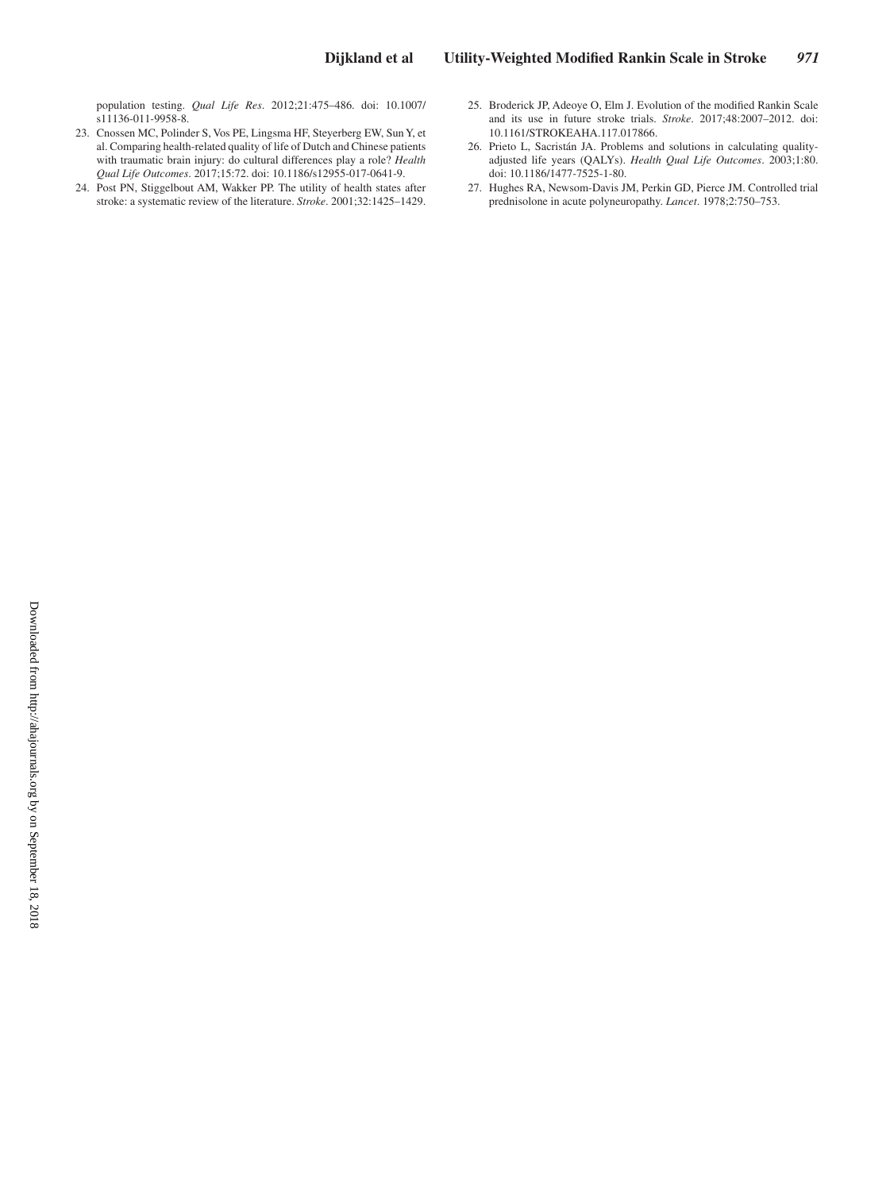population testing. *Qual Life Res*. 2012;21:475–486. doi: 10.1007/s11136-011-9958-8.

23. Cnossen MC, Polinder S, Vos PE, Lingsma HF, Steyerberg EW, Sun Y, et al. Comparing health-related quality of life of Dutch and Chinese patients with traumatic brain injury: do cultural differences play a role? *Health Qual Life Outcomes*. 2017;15:72. doi: 10.1186/s12955-017-0641-9.
24. Post PN, Stiggelbout AM, Wakker PP. The utility of health states after stroke: a systematic review of the literature. *Stroke*. 2001;32:1425–1429.
25. Broderick JP, Adeoye O, Elm J. Evolution of the modified Rankin Scale and its use in future stroke trials. *Stroke*. 2017;48:2007–2012. doi: 10.1161/STROKEAHA.117.017866.
26. Prieto L, Sacristán JA. Problems and solutions in calculating quality-adjusted life years (QALYs). *Health Qual Life Outcomes*. 2003;1:80. doi: 10.1186/1477-7525-1-80.
27. Hughes RA, Newsom-Davis JM, Perkin GD, Pierce JM. Controlled trial prednisolone in acute polyneuropathy. *Lancet*. 1978;2:750–753.